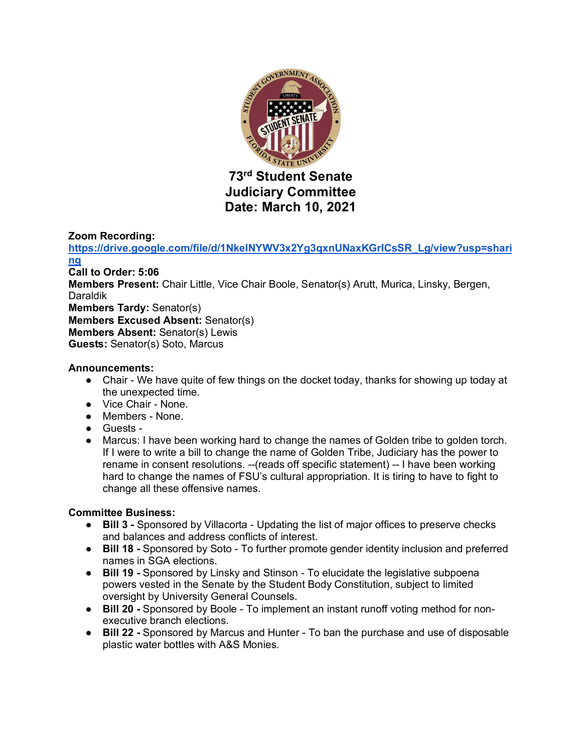# 73rd Student Senate
# Judiciary Committee
# Date: March 10, 2021

**Zoom Recording:** [https://drive.google.com/file/d/1NkeINYWV3x2Yg3qxnUNaxKGrlCsSR_Lg/view?usp=sharing](https://drive.google.com/file/d/1NkeINYWV3x2Yg3qxnUNaxKGrlCsSR_Lg/view?usp=sharing)
**Call to Order: 5:06**
**Members Present:** Chair Little, Vice Chair Boole, Senator(s) Arutt, Murica, Linsky, Bergen, Daraldik
**Members Tardy:** Senator(s)
**Members Excused Absent:** Senator(s)
**Members Absent:** Senator(s) Lewis
**Guests:** Senator(s) Soto, Marcus

**Announcements:**

- Chair - We have quite of few things on the docket today, thanks for showing up today at the unexpected time.
- Vice Chair - None.
- Members - None.
- Guests -
- Marcus: I have been working hard to change the names of Golden tribe to golden torch. If I were to write a bill to change the name of Golden Tribe, Judiciary has the power to rename in consent resolutions. --(reads off specific statement) -- I have been working hard to change the names of FSU's cultural appropriation. It is tiring to have to fight to change all these offensive names.

**Committee Business:**

- **Bill 3 -** Sponsored by Villacorta - Updating the list of major offices to preserve checks and balances and address conflicts of interest.
- **Bill 18 -** Sponsored by Soto - To further promote gender identity inclusion and preferred names in SGA elections.
- **Bill 19 -** Sponsored by Linsky and Stinson - To elucidate the legislative subpoena powers vested in the Senate by the Student Body Constitution, subject to limited oversight by University General Counsels.
- **Bill 20 -** Sponsored by Boole - To implement an instant runoff voting method for non-executive branch elections.
- **Bill 22 -** Sponsored by Marcus and Hunter - To ban the purchase and use of disposable plastic water bottles with A&S Monies.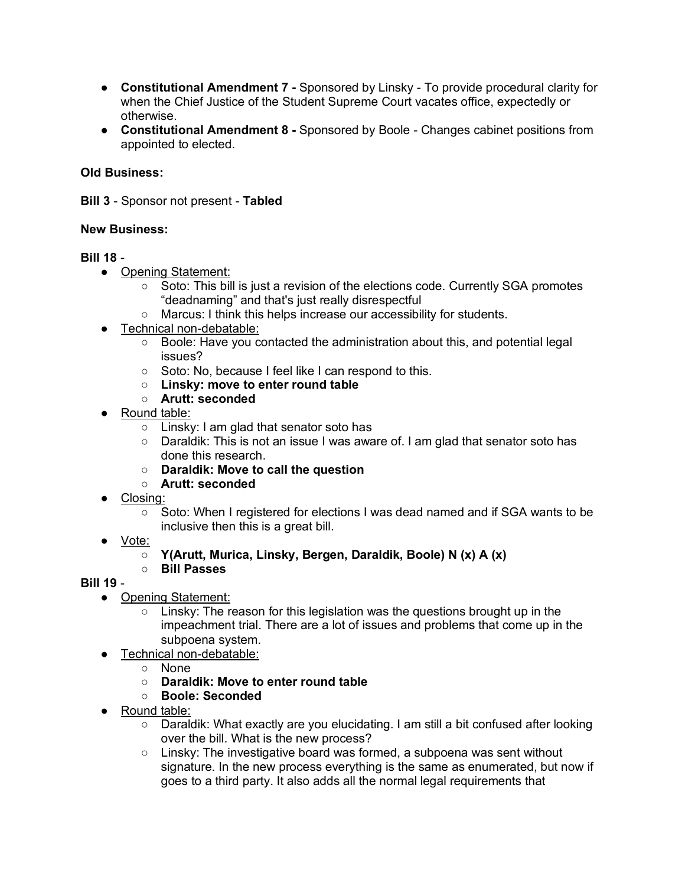- **Constitutional Amendment 7 -** Sponsored by Linsky - To provide procedural clarity for when the Chief Justice of the Student Supreme Court vacates office, expectedly or otherwise.
- **Constitutional Amendment 8 -** Sponsored by Boole - Changes cabinet positions from appointed to elected.

**Old Business:**

**Bill 3** - Sponsor not present - **Tabled**

**New Business:**

**Bill 18** -

- Opening Statement:
  - Soto: This bill is just a revision of the elections code. Currently SGA promotes "deadnaming" and that's just really disrespectful
  - Marcus: I think this helps increase our accessibility for students.
- Technical non-debatable:
  - Boole: Have you contacted the administration about this, and potential legal issues?
  - Soto: No, because I feel like I can respond to this.
  - **Linsky: move to enter round table**
  - **Arutt: seconded**
- Round table:
  - Linsky: I am glad that senator soto has
  - Daraldik: This is not an issue I was aware of. I am glad that senator soto has done this research.
  - **Daraldik: Move to call the question**
  - **Arutt: seconded**
- Closing:
  - Soto: When I registered for elections I was dead named and if SGA wants to be inclusive then this is a great bill.
- Vote:
  - **Y(Arutt, Murica, Linsky, Bergen, Daraldik, Boole) N (x) A (x)**
  - **Bill Passes**

**Bill 19** -

- Opening Statement:
  - Linsky: The reason for this legislation was the questions brought up in the impeachment trial. There are a lot of issues and problems that come up in the subpoena system.
- Technical non-debatable:
  - None
  - **Daraldik: Move to enter round table**
  - **Boole: Seconded**
- Round table:
  - Daraldik: What exactly are you elucidating. I am still a bit confused after looking over the bill. What is the new process?
  - Linsky: The investigative board was formed, a subpoena was sent without signature. In the new process everything is the same as enumerated, but now if goes to a third party. It also adds all the normal legal requirements that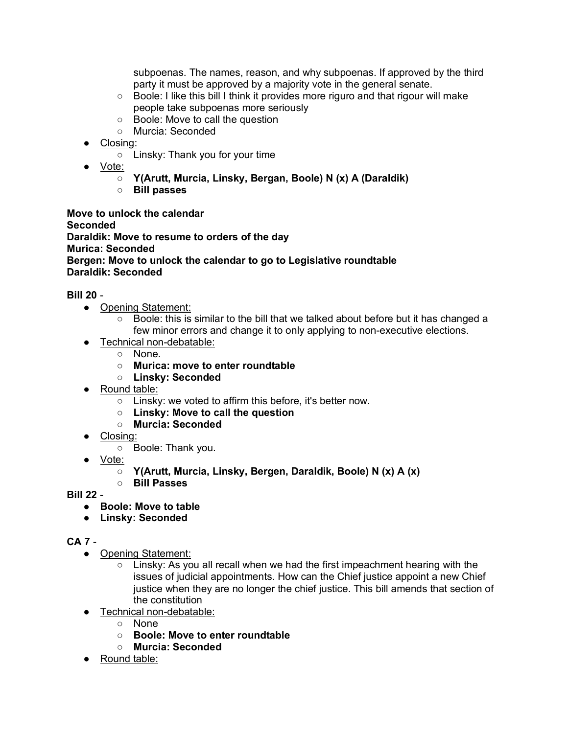- subpoenas. The names, reason, and why subpoenas. If approved by the third party it must be approved by a majority vote in the general senate.
    - Boole: I like this bill I think it provides more riguro and that rigour will make people take subpoenas more seriously
    - Boole: Move to call the question
    - Murcia: Seconded
- Closing:
    - Linsky: Thank you for your time
- Vote:
    - **Y(Arutt, Murcia, Linsky, Bergen, Boole) N (x) A (Daraldik)**
    - **Bill passes**

**Move to unlock the calendar**
**Seconded**
**Daraldik: Move to resume to orders of the day**
**Murica: Seconded**
**Bergen: Move to unlock the calendar to go to Legislative roundtable**
**Daraldik: Seconded**

**Bill 20** -

- Opening Statement:
    - Boole: this is similar to the bill that we talked about before but it has changed a few minor errors and change it to only applying to non-executive elections.
- Technical non-debatable:
    - None.
    - **Murica: move to enter roundtable**
    - **Linsky: Seconded**
- Round table:
    - Linsky: we voted to affirm this before, it's better now.
    - **Linsky: Move to call the question**
    - **Murcia: Seconded**
- Closing:
    - Boole: Thank you.
- Vote:
    - **Y(Arutt, Murcia, Linsky, Bergen, Daraldik, Boole) N (x) A (x)**
    - **Bill Passes**

**Bill 22** -

- **Boole: Move to table**
- **Linsky: Seconded**

**CA 7** -

- Opening Statement:
    - Linsky: As you all recall when we had the first impeachment hearing with the issues of judicial appointments. How can the Chief justice appoint a new Chief justice when they are no longer the chief justice. This bill amends that section of the constitution
- Technical non-debatable:
    - None
    - **Boole: Move to enter roundtable**
    - **Murcia: Seconded**
- Round table: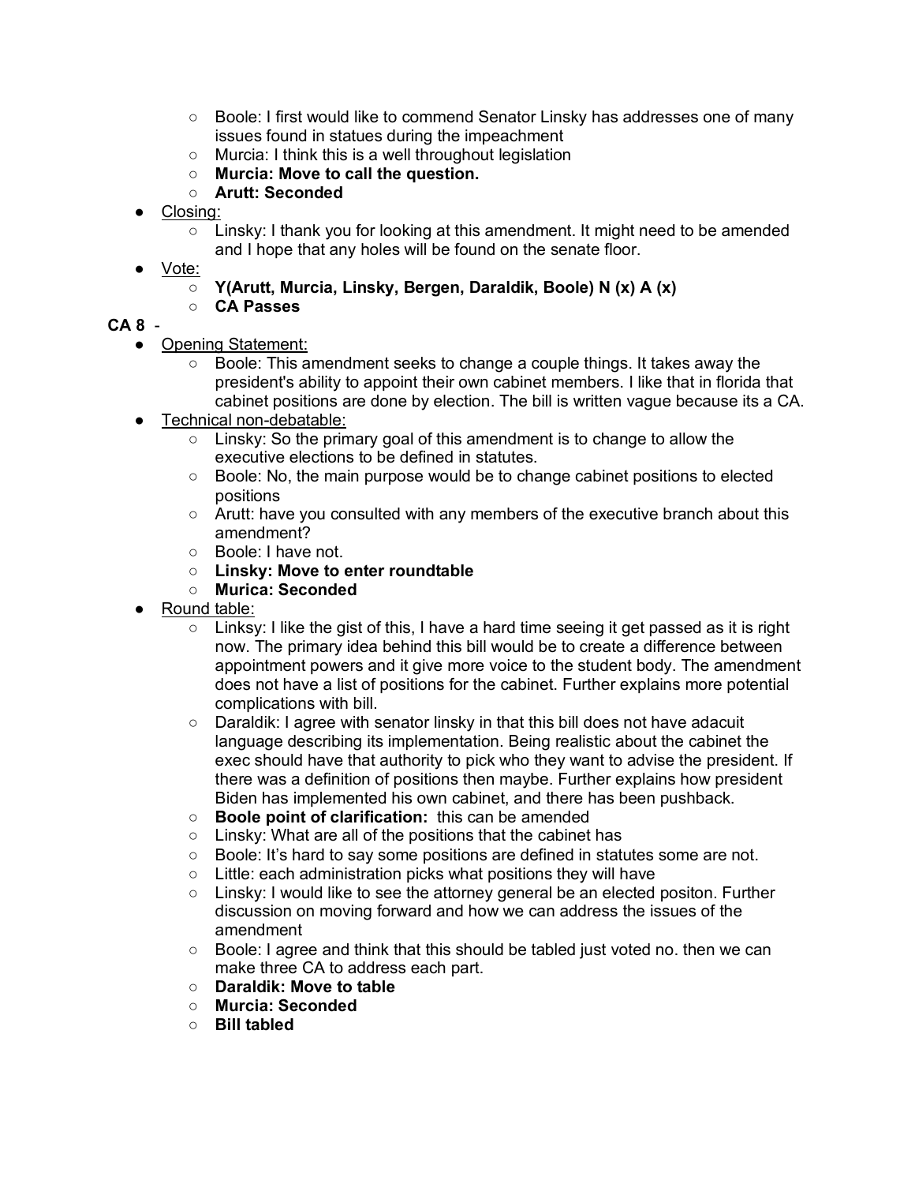- Boole: I first would like to commend Senator Linsky has addresses one of many issues found in statues during the impeachment
    - Murcia: I think this is a well throughout legislation
    - **Murcia: Move to call the question.**
    - **Arutt: Seconded**
- Closing:
    - Linsky: I thank you for looking at this amendment. It might need to be amended and I hope that any holes will be found on the senate floor.
- Vote:
    - **Y(Arutt, Murcia, Linsky, Bergen, Daraldik, Boole) N (x) A (x)**
    - **CA Passes**

**CA 8** -

- Opening Statement:
    - Boole: This amendment seeks to change a couple things. It takes away the president's ability to appoint their own cabinet members. I like that in florida that cabinet positions are done by election. The bill is written vague because its a CA.
- Technical non-debatable:
    - Linsky: So the primary goal of this amendment is to change to allow the executive elections to be defined in statutes.
    - Boole: No, the main purpose would be to change cabinet positions to elected positions
    - Arutt: have you consulted with any members of the executive branch about this amendment?
    - Boole: I have not.
    - **Linsky: Move to enter roundtable**
    - **Murica: Seconded**
- Round table:
    - Linksy: I like the gist of this, I have a hard time seeing it get passed as it is right now. The primary idea behind this bill would be to create a difference between appointment powers and it give more voice to the student body. The amendment does not have a list of positions for the cabinet. Further explains more potential complications with bill.
    - Daraldik: I agree with senator linsky in that this bill does not have adacuit language describing its implementation. Being realistic about the cabinet the exec should have that authority to pick who they want to advise the president. If there was a definition of positions then maybe. Further explains how president Biden has implemented his own cabinet, and there has been pushback.
    - **Boole point of clarification:** this can be amended
    - Linsky: What are all of the positions that the cabinet has
    - Boole: It's hard to say some positions are defined in statutes some are not.
    - Little: each administration picks what positions they will have
    - Linsky: I would like to see the attorney general be an elected positon. Further discussion on moving forward and how we can address the issues of the amendment
    - Boole: I agree and think that this should be tabled just voted no. then we can make three CA to address each part.
    - **Daraldik: Move to table**
    - **Murcia: Seconded**
    - **Bill tabled**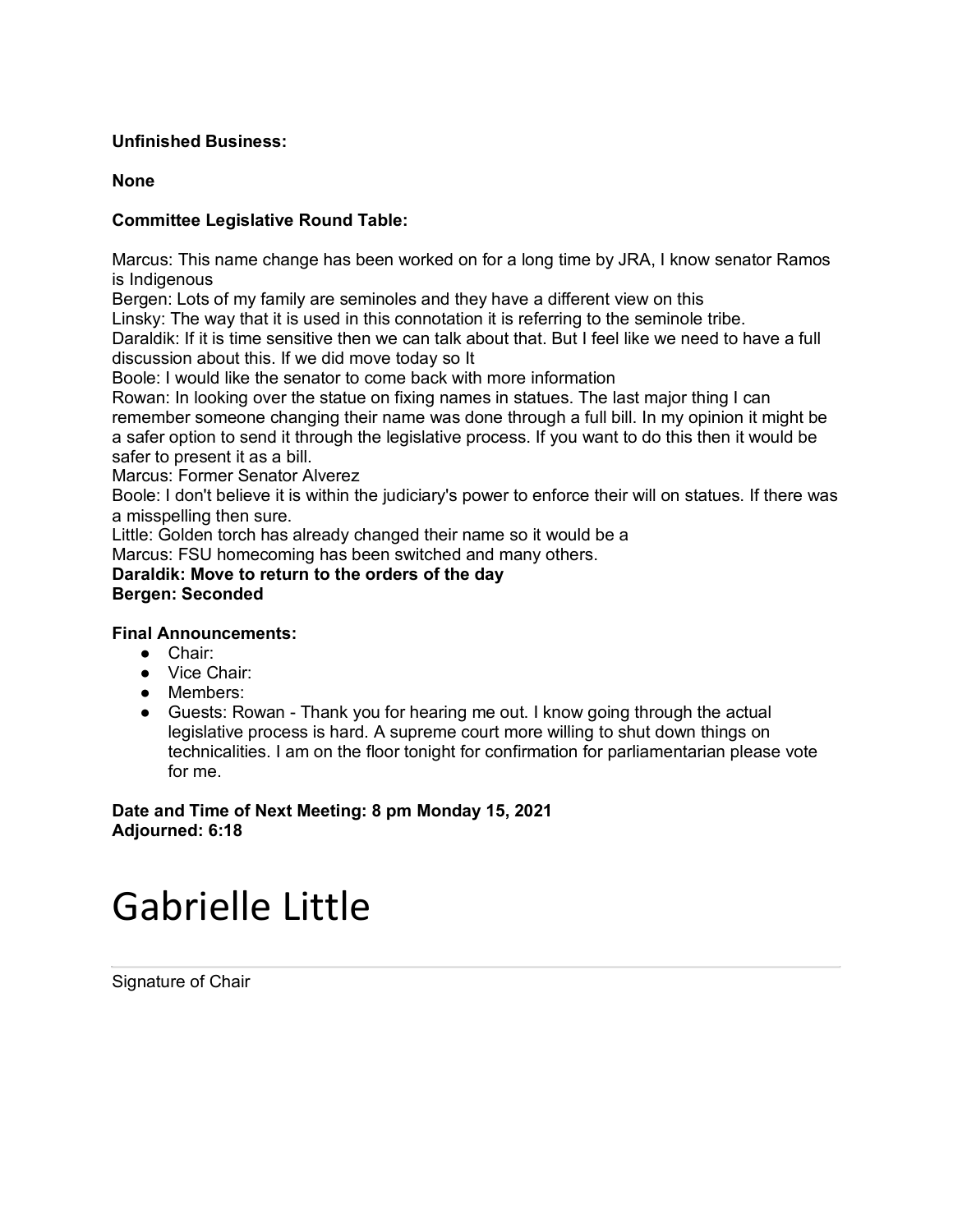**Unfinished Business:**

**None**

**Committee Legislative Round Table:**

Marcus: This name change has been worked on for a long time by JRA, I know senator Ramos is Indigenous
Bergen: Lots of my family are seminoles and they have a different view on this
Linsky: The way that it is used in this connotation it is referring to the seminole tribe.
Daraldik: If it is time sensitive then we can talk about that. But I feel like we need to have a full discussion about this. If we did move today so It
Boole: I would like the senator to come back with more information
Rowan: In looking over the statue on fixing names in statues. The last major thing I can remember someone changing their name was done through a full bill. In my opinion it might be a safer option to send it through the legislative process. If you want to do this then it would be safer to present it as a bill.
Marcus: Former Senator Alverez
Boole: I don't believe it is within the judiciary's power to enforce their will on statues. If there was a misspelling then sure.
Little: Golden torch has already changed their name so it would be a
Marcus: FSU homecoming has been switched and many others.
**Daraldik: Move to return to the orders of the day**
**Bergen: Seconded**

**Final Announcements:**

- Chair:
- Vice Chair:
- Members:
- Guests: Rowan - Thank you for hearing me out. I know going through the actual legislative process is hard. A supreme court more willing to shut down things on technicalities. I am on the floor tonight for confirmation for parliamentarian please vote for me.

**Date and Time of Next Meeting: 8 pm Monday 15, 2021**
**Adjourned: 6:18**

# Gabrielle Little

---

Signature of Chair